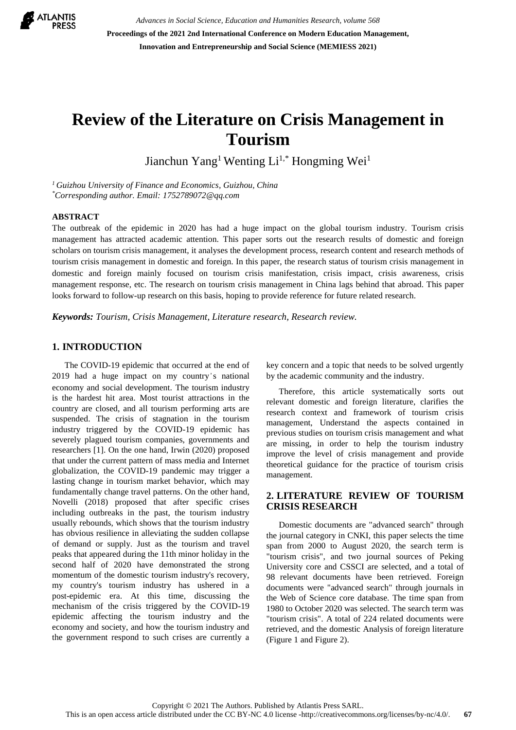# Review of the Literature on Crisis Management in Tourism

Jianchun Yang[1] Wenting Li[1,*] Hongming Wei[1]

[1] *Guizhou University of Finance and Economics, Guizhou, China*
[*] *Corresponding author. Email: 1752789072@qq.com*

## ABSTRACT

The outbreak of the epidemic in 2020 has had a huge impact on the global tourism industry. Tourism crisis management has attracted academic attention. This paper sorts out the research results of domestic and foreign scholars on tourism crisis management, it analyses the development process, research content and research methods of tourism crisis management in domestic and foreign. In this paper, the research status of tourism crisis management in domestic and foreign mainly focused on tourism crisis manifestation, crisis impact, crisis awareness, crisis management response, etc. The research on tourism crisis management in China lags behind that abroad. This paper looks forward to follow-up research on this basis, hoping to provide reference for future related research.

***Keywords:*** *Tourism, Crisis Management, Literature research, Research review.*

## 1. INTRODUCTION

The COVID-19 epidemic that occurred at the end of 2019 had a huge impact on my country's national economy and social development. The tourism industry is the hardest hit area. Most tourist attractions in the country are closed, and all tourism performing arts are suspended. The crisis of stagnation in the tourism industry triggered by the COVID-19 epidemic has severely plagued tourism companies, governments and researchers [1]. On the one hand, Irwin (2020) proposed that under the current pattern of mass media and Internet globalization, the COVID-19 pandemic may trigger a lasting change in tourism market behavior, which may fundamentally change travel patterns. On the other hand, Novelli (2018) proposed that after specific crises including outbreaks in the past, the tourism industry usually rebounds, which shows that the tourism industry has obvious resilience in alleviating the sudden collapse of demand or supply. Just as the tourism and travel peaks that appeared during the 11th minor holiday in the second half of 2020 have demonstrated the strong momentum of the domestic tourism industry's recovery, my country's tourism industry has ushered in a post-epidemic era. At this time, discussing the mechanism of the crisis triggered by the COVID-19 epidemic affecting the tourism industry and the economy and society, and how the tourism industry and the government respond to such crises are currently a key concern and a topic that needs to be solved urgently by the academic community and the industry.

Therefore, this article systematically sorts out relevant domestic and foreign literature, clarifies the research context and framework of tourism crisis management, Understand the aspects contained in previous studies on tourism crisis management and what are missing, in order to help the tourism industry improve the level of crisis management and provide theoretical guidance for the practice of tourism crisis management.

## 2. LITERATURE REVIEW OF TOURISM CRISIS RESEARCH

Domestic documents are "advanced search" through the journal category in CNKI, this paper selects the time span from 2000 to August 2020, the search term is "tourism crisis", and two journal sources of Peking University core and CSSCI are selected, and a total of 98 relevant documents have been retrieved. Foreign documents were "advanced search" through journals in the Web of Science core database. The time span from 1980 to October 2020 was selected. The search term was "tourism crisis". A total of 224 related documents were retrieved, and the domestic Analysis of foreign literature (Figure 1 and Figure 2).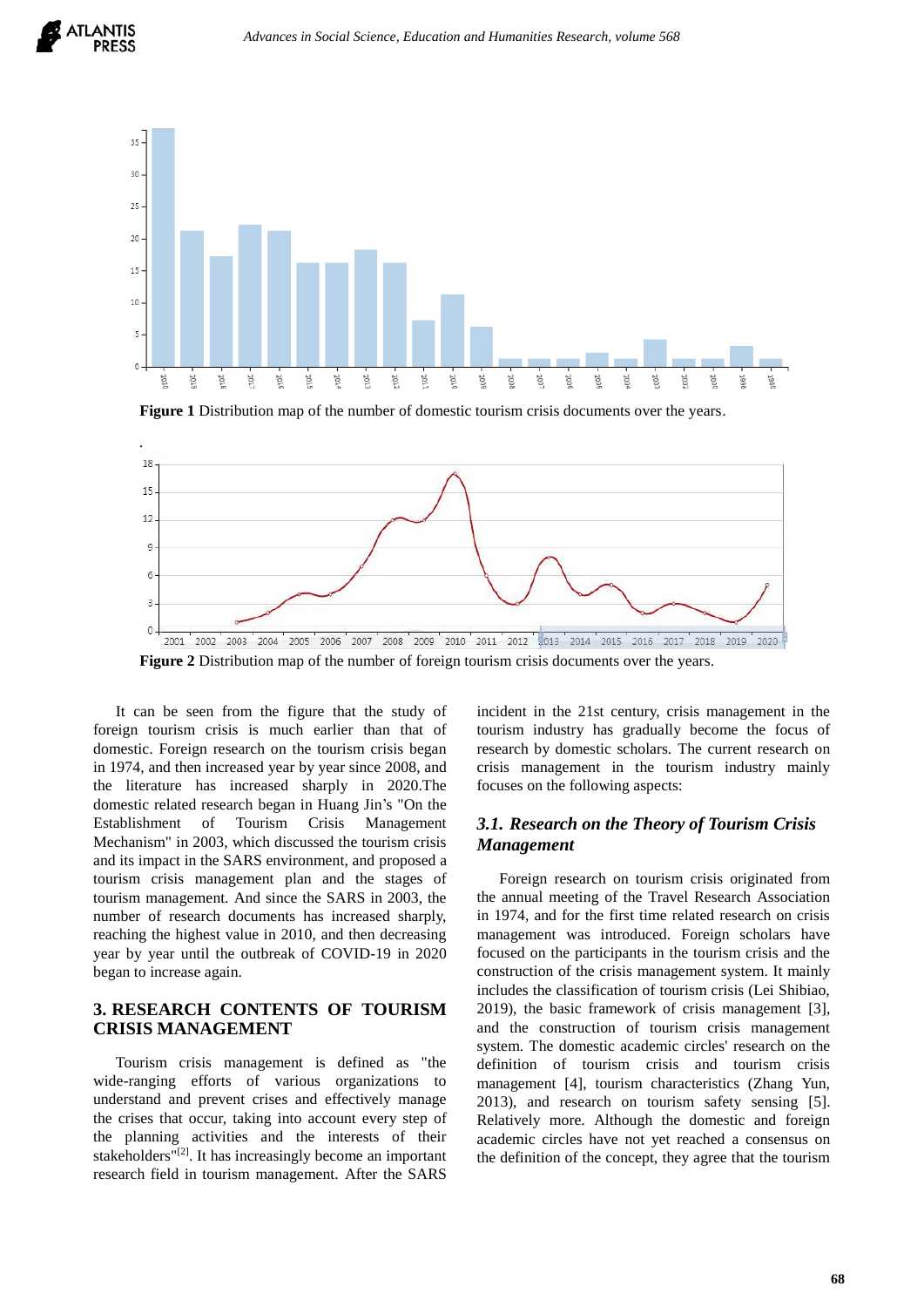Figure 1 Distribution map of the number of domestic tourism crisis documents over the years.

Figure 2 Distribution map of the number of foreign tourism crisis documents over the years.

It can be seen from the figure that the study of foreign tourism crisis is much earlier than that of domestic. Foreign research on the tourism crisis began in 1974, and then increased year by year since 2008, and the literature has increased sharply in 2020.The domestic related research began in Huang Jin's "On the Establishment of Tourism Crisis Management Mechanism" in 2003, which discussed the tourism crisis and its impact in the SARS environment, and proposed a tourism crisis management plan and the stages of tourism management. And since the SARS in 2003, the number of research documents has increased sharply, reaching the highest value in 2010, and then decreasing year by year until the outbreak of COVID-19 in 2020 began to increase again.

## 3. RESEARCH CONTENTS OF TOURISM CRISIS MANAGEMENT

Tourism crisis management is defined as "the wide-ranging efforts of various organizations to understand and prevent crises and effectively manage the crises that occur, taking into account every step of the planning activities and the interests of their stakeholders"[2]. It has increasingly become an important research field in tourism management. After the SARS incident in the 21st century, crisis management in the tourism industry has gradually become the focus of research by domestic scholars. The current research on crisis management in the tourism industry mainly focuses on the following aspects:

### *3.1. Research on the Theory of Tourism Crisis Management*

Foreign research on tourism crisis originated from the annual meeting of the Travel Research Association in 1974, and for the first time related research on crisis management was introduced. Foreign scholars have focused on the participants in the tourism crisis and the construction of the crisis management system. It mainly includes the classification of tourism crisis (Lei Shibiao, 2019), the basic framework of crisis management [3], and the construction of tourism crisis management system. The domestic academic circles' research on the definition of tourism crisis and tourism crisis management [4], tourism characteristics (Zhang Yun, 2013), and research on tourism safety sensing [5]. Relatively more. Although the domestic and foreign academic circles have not yet reached a consensus on the definition of the concept, they agree that the tourism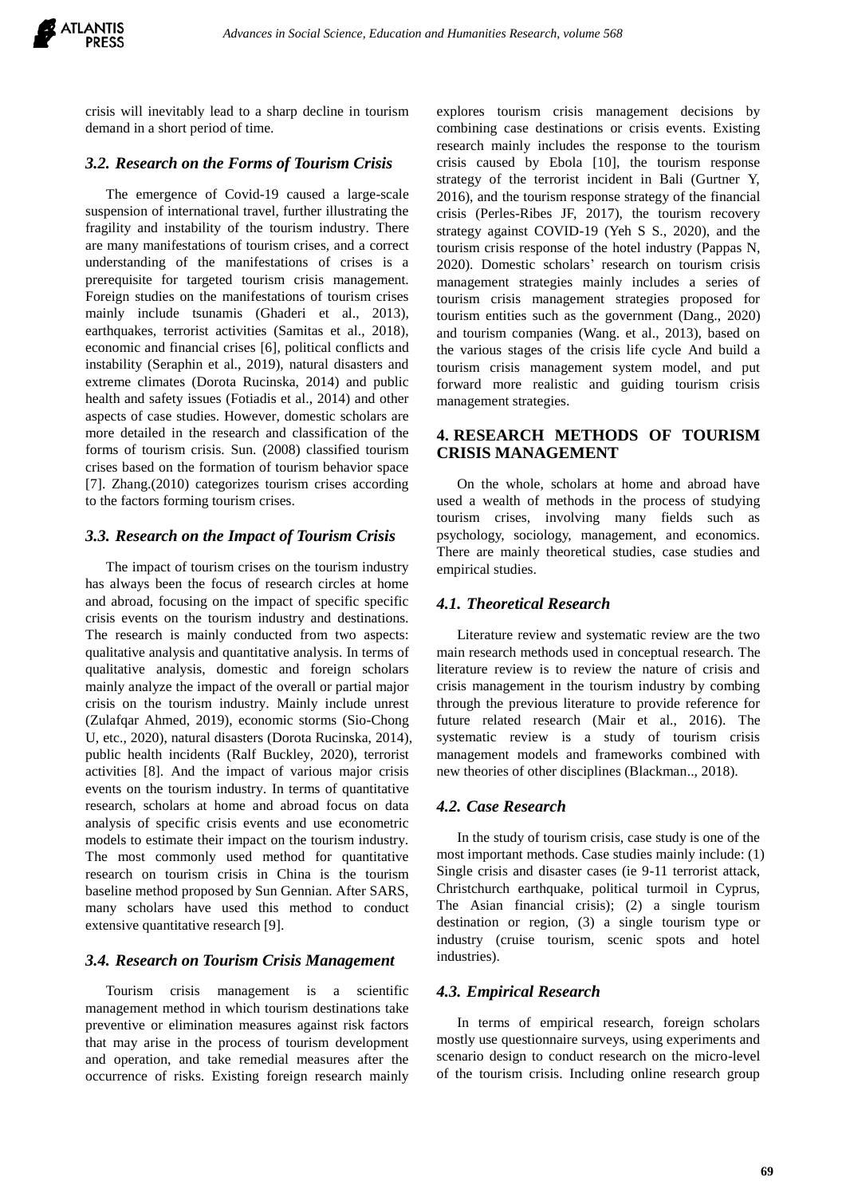crisis will inevitably lead to a sharp decline in tourism demand in a short period of time.

### *3.2. Research on the Forms of Tourism Crisis*

The emergence of Covid-19 caused a large-scale suspension of international travel, further illustrating the fragility and instability of the tourism industry. There are many manifestations of tourism crises, and a correct understanding of the manifestations of crises is a prerequisite for targeted tourism crisis management. Foreign studies on the manifestations of tourism crises mainly include tsunamis (Ghaderi et al., 2013), earthquakes, terrorist activities (Samitas et al., 2018), economic and financial crises [6], political conflicts and instability (Seraphin et al., 2019), natural disasters and extreme climates (Dorota Rucinska, 2014) and public health and safety issues (Fotiadis et al., 2014) and other aspects of case studies. However, domestic scholars are more detailed in the research and classification of the forms of tourism crisis. Sun. (2008) classified tourism crises based on the formation of tourism behavior space [7]. Zhang.(2010) categorizes tourism crises according to the factors forming tourism crises.

### *3.3. Research on the Impact of Tourism Crisis*

The impact of tourism crises on the tourism industry has always been the focus of research circles at home and abroad, focusing on the impact of specific specific crisis events on the tourism industry and destinations. The research is mainly conducted from two aspects: qualitative analysis and quantitative analysis. In terms of qualitative analysis, domestic and foreign scholars mainly analyze the impact of the overall or partial major crisis on the tourism industry. Mainly include unrest (Zulafqar Ahmed, 2019), economic storms (Sio-Chong U, etc., 2020), natural disasters (Dorota Rucinska, 2014), public health incidents (Ralf Buckley, 2020), terrorist activities [8]. And the impact of various major crisis events on the tourism industry. In terms of quantitative research, scholars at home and abroad focus on data analysis of specific crisis events and use econometric models to estimate their impact on the tourism industry. The most commonly used method for quantitative research on tourism crisis in China is the tourism baseline method proposed by Sun Gennian. After SARS, many scholars have used this method to conduct extensive quantitative research [9].

### *3.4. Research on Tourism Crisis Management*

Tourism crisis management is a scientific management method in which tourism destinations take preventive or elimination measures against risk factors that may arise in the process of tourism development and operation, and take remedial measures after the occurrence of risks. Existing foreign research mainly explores tourism crisis management decisions by combining case destinations or crisis events. Existing research mainly includes the response to the tourism crisis caused by Ebola [10], the tourism response strategy of the terrorist incident in Bali (Gurtner Y, 2016), and the tourism response strategy of the financial crisis (Perles-Ribes JF, 2017), the tourism recovery strategy against COVID-19 (Yeh S S., 2020), and the tourism crisis response of the hotel industry (Pappas N, 2020). Domestic scholars' research on tourism crisis management strategies mainly includes a series of tourism crisis management strategies proposed for tourism entities such as the government (Dang., 2020) and tourism companies (Wang. et al., 2013), based on the various stages of the crisis life cycle And build a tourism crisis management system model, and put forward more realistic and guiding tourism crisis management strategies.

## 4. RESEARCH METHODS OF TOURISM CRISIS MANAGEMENT

On the whole, scholars at home and abroad have used a wealth of methods in the process of studying tourism crises, involving many fields such as psychology, sociology, management, and economics. There are mainly theoretical studies, case studies and empirical studies.

### *4.1. Theoretical Research*

Literature review and systematic review are the two main research methods used in conceptual research. The literature review is to review the nature of crisis and crisis management in the tourism industry by combing through the previous literature to provide reference for future related research (Mair et al., 2016). The systematic review is a study of tourism crisis management models and frameworks combined with new theories of other disciplines (Blackman.., 2018).

### *4.2. Case Research*

In the study of tourism crisis, case study is one of the most important methods. Case studies mainly include: (1) Single crisis and disaster cases (ie 9-11 terrorist attack, Christchurch earthquake, political turmoil in Cyprus, The Asian financial crisis); (2) a single tourism destination or region, (3) a single tourism type or industry (cruise tourism, scenic spots and hotel industries).

### *4.3. Empirical Research*

In terms of empirical research, foreign scholars mostly use questionnaire surveys, using experiments and scenario design to conduct research on the micro-level of the tourism crisis. Including online research group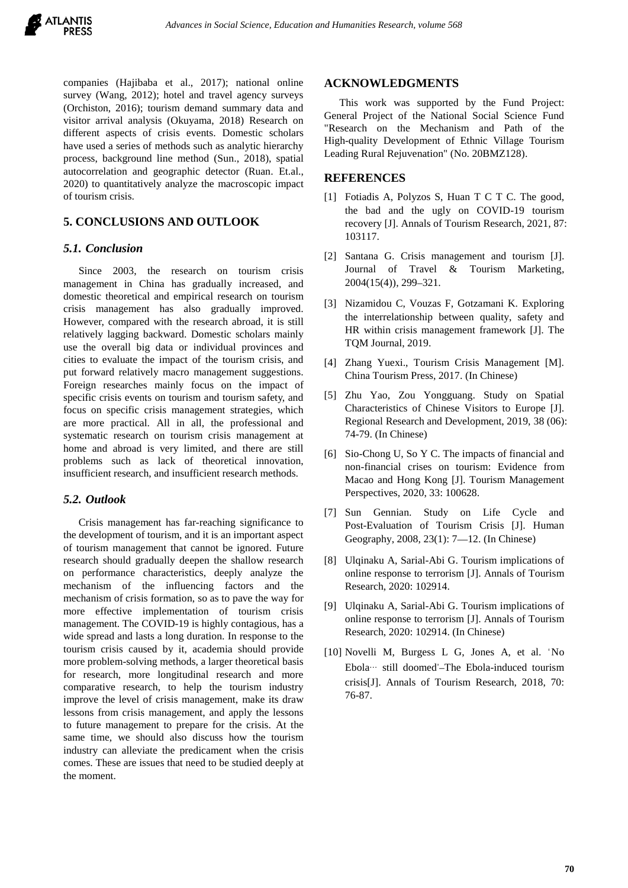companies (Hajibaba et al., 2017); national online survey (Wang, 2012); hotel and travel agency surveys (Orchiston, 2016); tourism demand summary data and visitor arrival analysis (Okuyama, 2018) Research on different aspects of crisis events. Domestic scholars have used a series of methods such as analytic hierarchy process, background line method (Sun., 2018), spatial autocorrelation and geographic detector (Ruan. Et.al., 2020) to quantitatively analyze the macroscopic impact of tourism crisis.

## 5. CONCLUSIONS AND OUTLOOK

### *5.1. Conclusion*

Since 2003, the research on tourism crisis management in China has gradually increased, and domestic theoretical and empirical research on tourism crisis management has also gradually improved. However, compared with the research abroad, it is still relatively lagging backward. Domestic scholars mainly use the overall big data or individual provinces and cities to evaluate the impact of the tourism crisis, and put forward relatively macro management suggestions. Foreign researches mainly focus on the impact of specific crisis events on tourism and tourism safety, and focus on specific crisis management strategies, which are more practical. All in all, the professional and systematic research on tourism crisis management at home and abroad is very limited, and there are still problems such as lack of theoretical innovation, insufficient research, and insufficient research methods.

### *5.2. Outlook*

Crisis management has far-reaching significance to the development of tourism, and it is an important aspect of tourism management that cannot be ignored. Future research should gradually deepen the shallow research on performance characteristics, deeply analyze the mechanism of the influencing factors and the mechanism of crisis formation, so as to pave the way for more effective implementation of tourism crisis management. The COVID-19 is highly contagious, has a wide spread and lasts a long duration. In response to the tourism crisis caused by it, academia should provide more problem-solving methods, a larger theoretical basis for research, more longitudinal research and more comparative research, to help the tourism industry improve the level of crisis management, make its draw lessons from crisis management, and apply the lessons to future management to prepare for the crisis. At the same time, we should also discuss how the tourism industry can alleviate the predicament when the crisis comes. These are issues that need to be studied deeply at the moment.

## ACKNOWLEDGMENTS

This work was supported by the Fund Project: General Project of the National Social Science Fund "Research on the Mechanism and Path of the High-quality Development of Ethnic Village Tourism Leading Rural Rejuvenation" (No. 20BMZ128).

## REFERENCES

[1] Fotiadis A, Polyzos S, Huan T C T C. The good, the bad and the ugly on COVID-19 tourism recovery [J]. Annals of Tourism Research, 2021, 87: 103117.

[2] Santana G. Crisis management and tourism [J]. Journal of Travel & Tourism Marketing, 2004(15(4)), 299–321.

[3] Nizamidou C, Vouzas F, Gotzamani K. Exploring the interrelationship between quality, safety and HR within crisis management framework [J]. The TQM Journal, 2019.

[4] Zhang Yuexi., Tourism Crisis Management [M]. China Tourism Press, 2017. (In Chinese)

[5] Zhu Yao, Zou Yongguang. Study on Spatial Characteristics of Chinese Visitors to Europe [J]. Regional Research and Development, 2019, 38 (06): 74-79. (In Chinese)

[6] Sio-Chong U, So Y C. The impacts of financial and non-financial crises on tourism: Evidence from Macao and Hong Kong [J]. Tourism Management Perspectives, 2020, 33: 100628.

[7] Sun Gennian. Study on Life Cycle and Post-Evaluation of Tourism Crisis [J]. Human Geography, 2008, 23(1): 7—12. (In Chinese)

[8] Ulqinaku A, Sarial-Abi G. Tourism implications of online response to terrorism [J]. Annals of Tourism Research, 2020: 102914.

[9] Ulqinaku A, Sarial-Abi G. Tourism implications of online response to terrorism [J]. Annals of Tourism Research, 2020: 102914. (In Chinese)

[10] Novelli M, Burgess L G, Jones A, et al. 'No Ebola… still doomed'–The Ebola-induced tourism crisis[J]. Annals of Tourism Research, 2018, 70: 76-87.